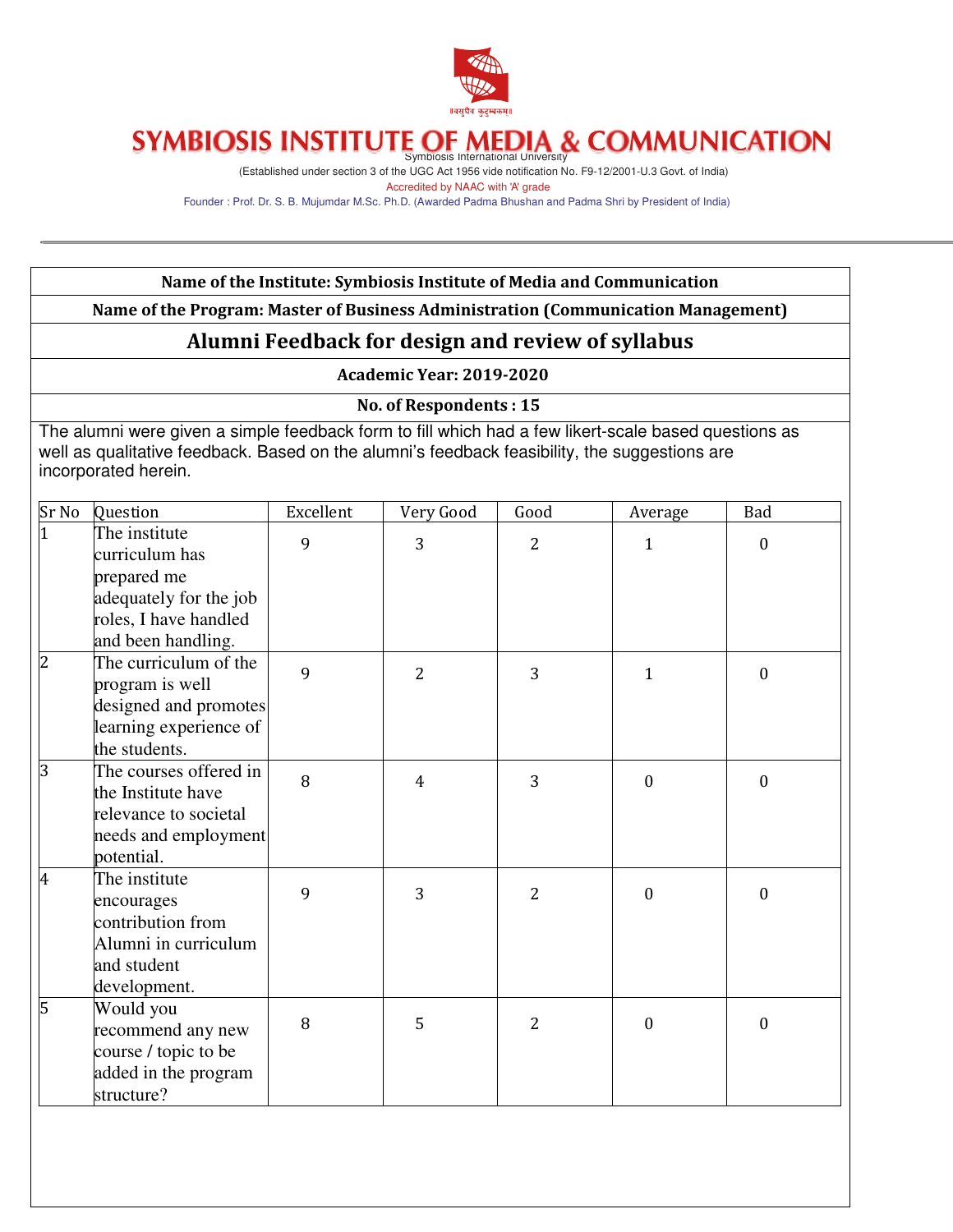# SYMBIOSIS INSTITUTE OF MEDIA & COMMUNICATION

Symbiosis International University

(Established under section 3 of the UGC Act 1956 vide notification No. F9-12/2001-U.3 Govt. of India)

Accredited by NAAC with 'A' grade

Founder : Prof. Dr. S. B. Mujumdar M.Sc. Ph.D. (Awarded Padma Bhushan and Padma Shri by President of India)

**Name of the Institute: Symbiosis Institute of Media and Communication**

**Name of the Program: Master of Business Administration (Communication Management)**

## Alumni Feedback for design and review of syllabus

**Academic Year: 2019-2020**

**No. of Respondents : 15**

The alumni were given a simple feedback form to fill which had a few likert-scale based questions as well as qualitative feedback. Based on the alumni's feedback feasibility, the suggestions are incorporated herein.

| Sr No | Question | Excellent | Very Good | Good | Average | Bad |
|---|---|---|---|---|---|---|
| 1 | The institute curriculum has prepared me adequately for the job roles, I have handled and been handling. | 9 | 3 | 2 | 1 | 0 |
| 2 | The curriculum of the program is well designed and promotes learning experience of the students. | 9 | 2 | 3 | 1 | 0 |
| 3 | The courses offered in the Institute have relevance to societal needs and employment potential. | 8 | 4 | 3 | 0 | 0 |
| 4 | The institute encourages contribution from Alumni in curriculum and student development. | 9 | 3 | 2 | 0 | 0 |
| 5 | Would you recommend any new course / topic to be added in the program structure? | 8 | 5 | 2 | 0 | 0 |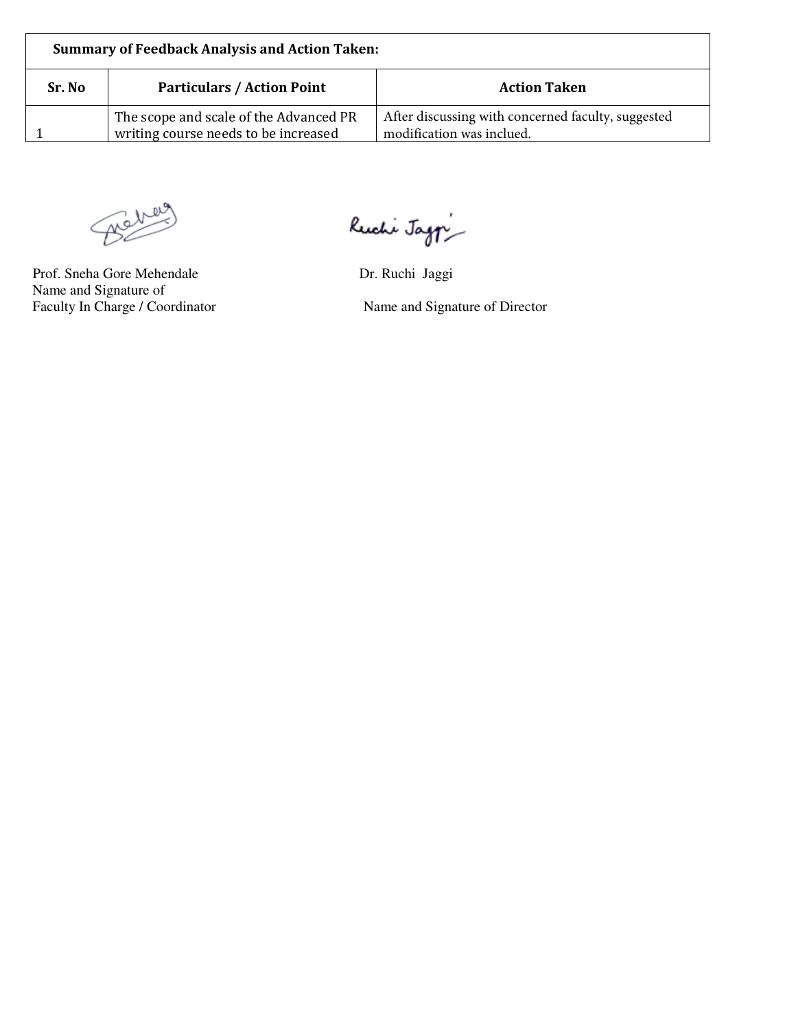| Summary of Feedback Analysis and Action Taken: | | |
|---|---|---|
| **Sr. No** | **Particulars / Action Point** | **Action Taken** |
| 1 | The scope and scale of the Advanced PR writing course needs to be increased | After discussing with concerned faculty, suggested modification was inclued. |

Prof. Sneha Gore Mehendale
Name and Signature of
Faculty In Charge / Coordinator

Dr. Ruchi Jaggi
Name and Signature of Director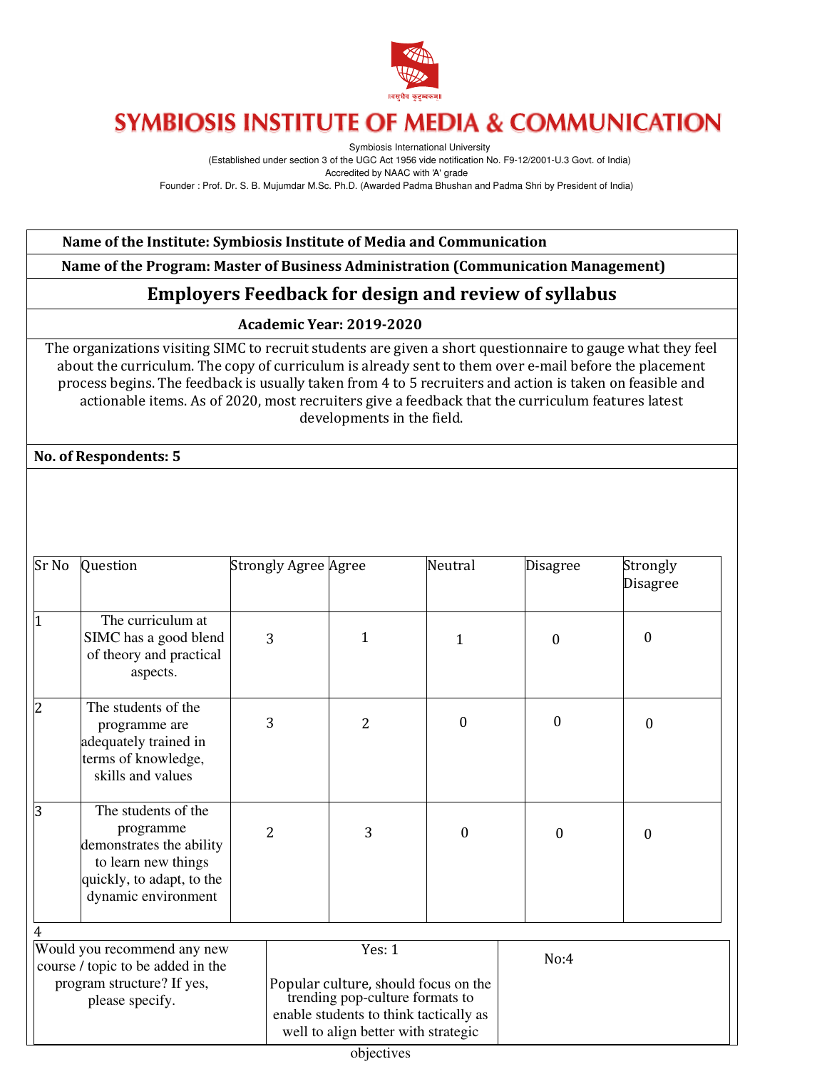# SYMBIOSIS INSTITUTE OF MEDIA & COMMUNICATION

Symbiosis International University
(Established under section 3 of the UGC Act 1956 vide notification No. F9-12/2001-U.3 Govt. of India)
Accredited by NAAC with 'A' grade
Founder : Prof. Dr. S. B. Mujumdar M.Sc. Ph.D. (Awarded Padma Bhushan and Padma Shri by President of India)

**Name of the Institute: Symbiosis Institute of Media and Communication**

**Name of the Program: Master of Business Administration (Communication Management)**

## Employers Feedback for design and review of syllabus

**Academic Year: 2019-2020**

The organizations visiting SIMC to recruit students are given a short questionnaire to gauge what they feel about the curriculum. The copy of curriculum is already sent to them over e-mail before the placement process begins. The feedback is usually taken from 4 to 5 recruiters and action is taken on feasible and actionable items. As of 2020, most recruiters give a feedback that the curriculum features latest developments in the field.

**No. of Respondents: 5**

| Sr No | Question | Strongly Agree | Agree | Neutral | Disagree | Strongly Disagree |
|---|---|---|---|---|---|---|
| 1 | The curriculum at SIMC has a good blend of theory and practical aspects. | 3 | 1 | 1 | 0 | 0 |
| 2 | The students of the programme are adequately trained in terms of knowledge, skills and values | 3 | 2 | 0 | 0 | 0 |
| 3 | The students of the programme demonstrates the ability to learn new things quickly, to adapt, to the dynamic environment | 2 | 3 | 0 | 0 | 0 |

4

| Would you recommend any new course / topic to be added in the program structure? If yes, please specify. | Yes: 1<br><br>Popular culture, should focus on the trending pop-culture formats to enable students to think tactically as well to align better with strategic objectives | No:4 |
|---|---|---|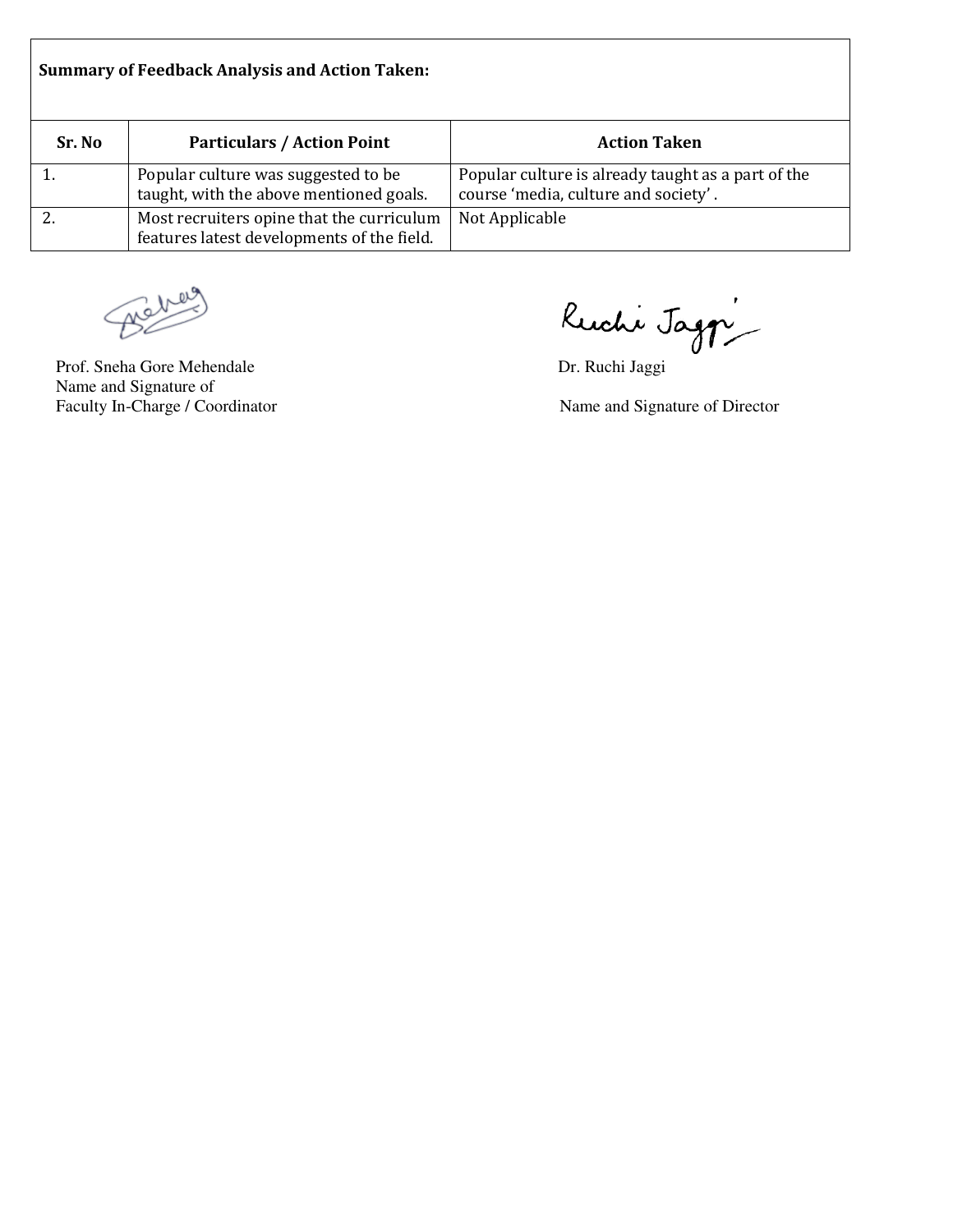**Summary of Feedback Analysis and Action Taken:**

| Sr. No | Particulars / Action Point | Action Taken |
|---|---|---|
| 1. | Popular culture was suggested to be taught, with the above mentioned goals. | Popular culture is already taught as a part of the course 'media, culture and society' . |
| 2. | Most recruiters opine that the curriculum features latest developments of the field. | Not Applicable |

Prof. Sneha Gore Mehendale
Name and Signature of
Faculty In-Charge / Coordinator

Dr. Ruchi Jaggi
Name and Signature of Director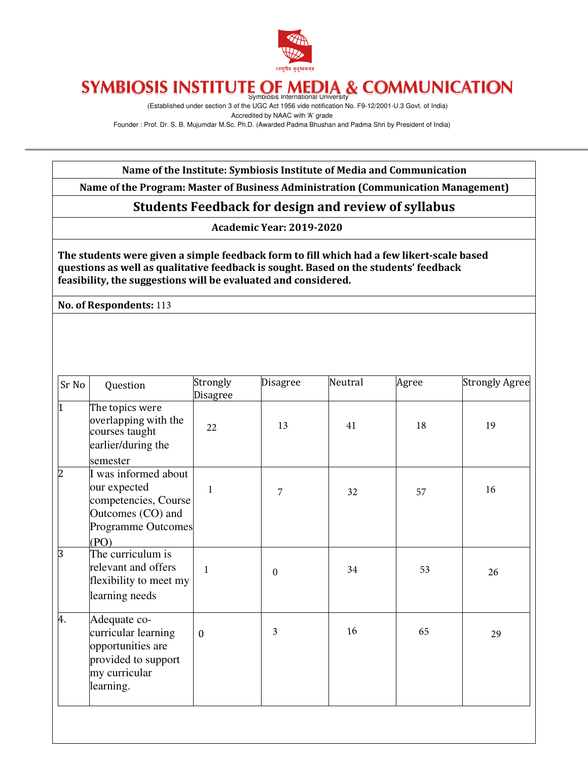# SYMBIOSIS INSTITUTE OF MEDIA & COMMUNICATION

Symbiosis International University

(Established under section 3 of the UGC Act 1956 vide notification No. F9-12/2001-U.3 Govt. of India)

Accredited by NAAC with 'A' grade

Founder : Prof. Dr. S. B. Mujumdar M.Sc. Ph.D. (Awarded Padma Bhushan and Padma Shri by President of India)

**Name of the Institute: Symbiosis Institute of Media and Communication**

**Name of the Program: Master of Business Administration (Communication Management)**

## Students Feedback for design and review of syllabus

**Academic Year: 2019-2020**

**The students were given a simple feedback form to fill which had a few likert-scale based questions as well as qualitative feedback is sought. Based on the students' feedback feasibility, the suggestions will be evaluated and considered.**

**No. of Respondents:** 113

| Sr No | Question | Strongly Disagree | Disagree | Neutral | Agree | Strongly Agree |
|---|---|---|---|---|---|---|
| 1 | The topics were overlapping with the courses taught earlier/during the semester | 22 | 13 | 41 | 18 | 19 |
| 2 | I was informed about our expected competencies, Course Outcomes (CO) and Programme Outcomes (PO) | 1 | 7 | 32 | 57 | 16 |
| 3 | The curriculum is relevant and offers flexibility to meet my learning needs | 1 | 0 | 34 | 53 | 26 |
| 4. | Adequate co-curricular learning opportunities are provided to support my curricular learning. | 0 | 3 | 16 | 65 | 29 |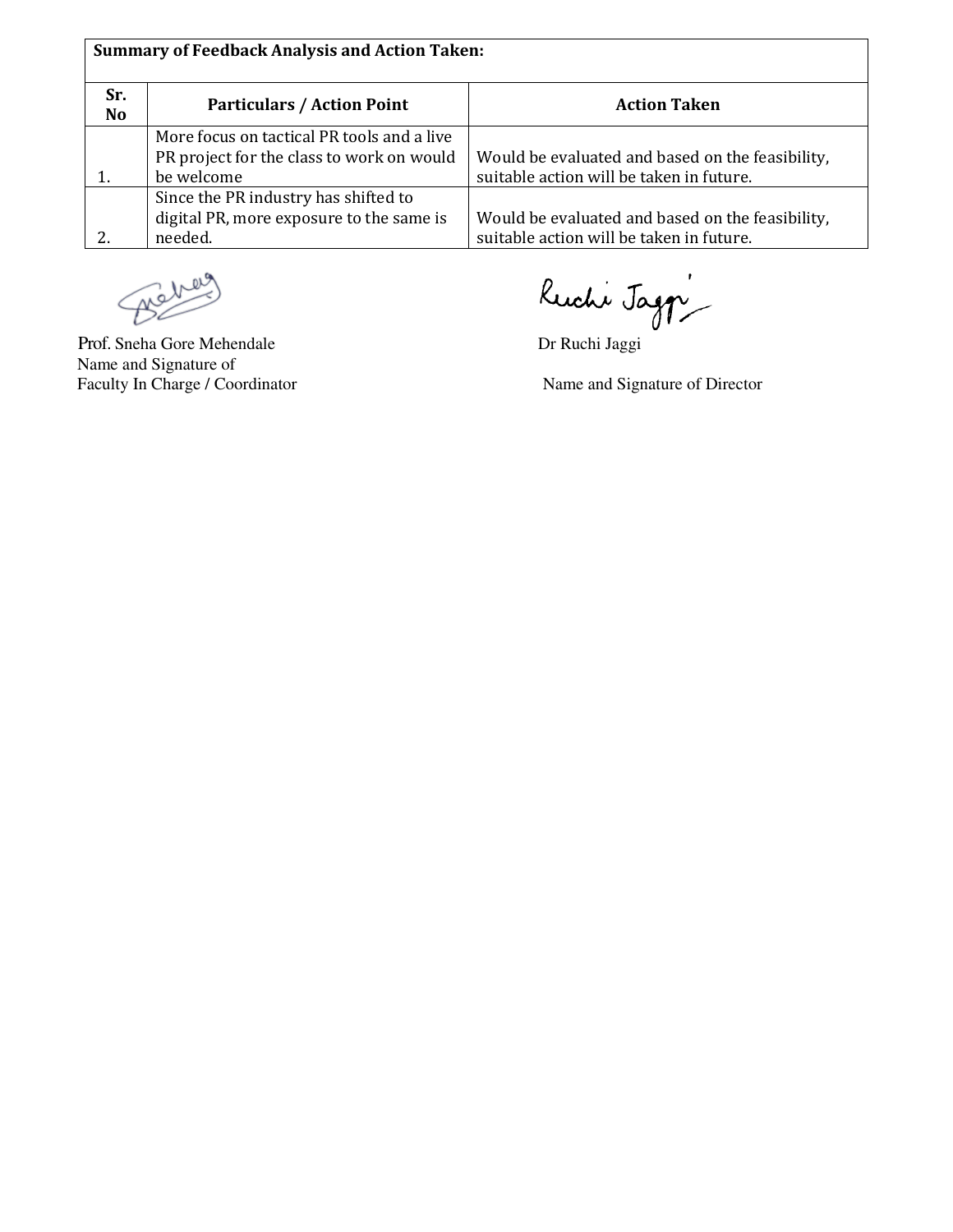| Summary of Feedback Analysis and Action Taken: | | |
|---|---|---|
| **Sr. No** | **Particulars / Action Point** | **Action Taken** |
| 1. | More focus on tactical PR tools and a live PR project for the class to work on would be welcome | Would be evaluated and based on the feasibility, suitable action will be taken in future. |
| 2. | Since the PR industry has shifted to digital PR, more exposure to the same is needed. | Would be evaluated and based on the feasibility, suitable action will be taken in future. |

Prof. Sneha Gore Mehendale
Name and Signature of
Faculty In Charge / Coordinator

Dr Ruchi Jaggi
Name and Signature of Director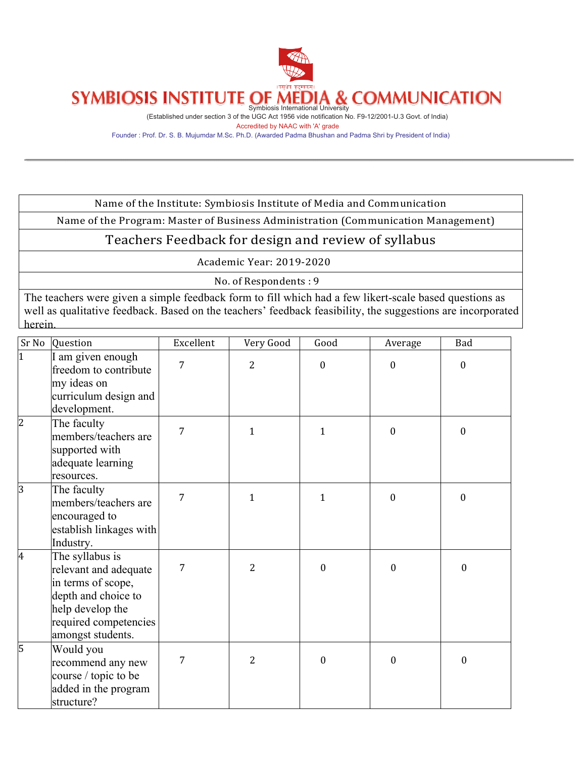# SYMBIOSIS INSTITUTE OF MEDIA & COMMUNICATION

Symbiosis International University

(Established under section 3 of the UGC Act 1956 vide notification No. F9-12/2001-U.3 Govt. of India)

Accredited by NAAC with 'A' grade

Founder : Prof. Dr. S. B. Mujumdar M.Sc. Ph.D. (Awarded Padma Bhushan and Padma Shri by President of India)

---

Name of the Institute: Symbiosis Institute of Media and Communication

Name of the Program: Master of Business Administration (Communication Management)

## Teachers Feedback for design and review of syllabus

Academic Year: 2019-2020

No. of Respondents : 9

The teachers were given a simple feedback form to fill which had a few likert-scale based questions as well as qualitative feedback. Based on the teachers' feedback feasibility, the suggestions are incorporated herein.

| Sr No | Question | Excellent | Very Good | Good | Average | Bad |
|---|---|---|---|---|---|---|
| 1 | I am given enough freedom to contribute my ideas on curriculum design and development. | 7 | 2 | 0 | 0 | 0 |
| 2 | The faculty members/teachers are supported with adequate learning resources. | 7 | 1 | 1 | 0 | 0 |
| 3 | The faculty members/teachers are encouraged to establish linkages with Industry. | 7 | 1 | 1 | 0 | 0 |
| 4 | The syllabus is relevant and adequate in terms of scope, depth and choice to help develop the required competencies amongst students. | 7 | 2 | 0 | 0 | 0 |
| 5 | Would you recommend any new course / topic to be added in the program structure? | 7 | 2 | 0 | 0 | 0 |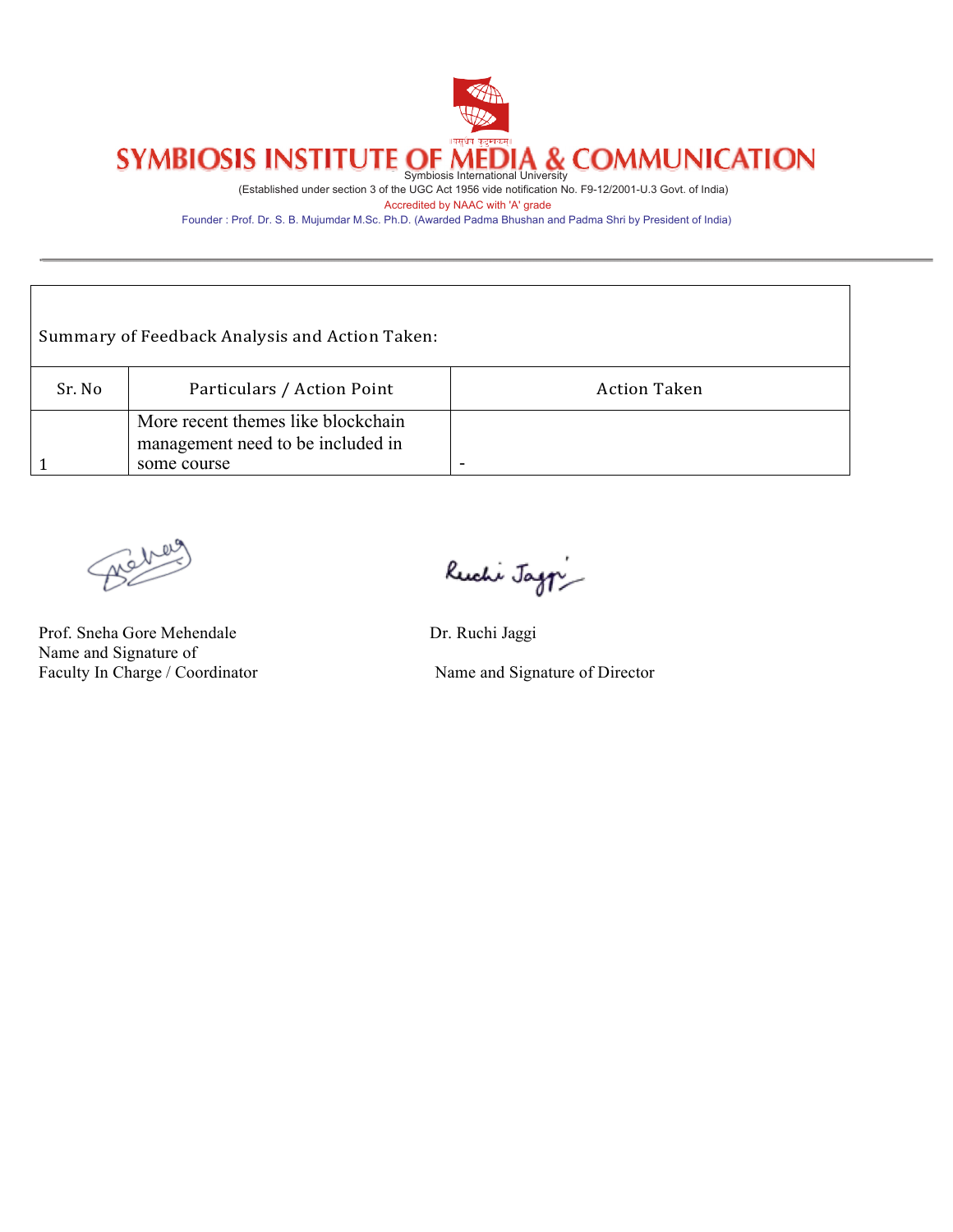# SYMBIOSIS INSTITUTE OF MEDIA & COMMUNICATION

Symbiosis International University

(Established under section 3 of the UGC Act 1956 vide notification No. F9-12/2001-U.3 Govt. of India)

Accredited by NAAC with 'A' grade

Founder : Prof. Dr. S. B. Mujumdar M.Sc. Ph.D. (Awarded Padma Bhushan and Padma Shri by President of India)

---

Summary of Feedback Analysis and Action Taken:

| Sr. No | Particulars / Action Point | Action Taken |
|---|---|---|
| 1 | More recent themes like blockchain management need to be included in some course | - |

Prof. Sneha Gore Mehendale
Name and Signature of
Faculty In Charge / Coordinator

Dr. Ruchi Jaggi

Name and Signature of Director